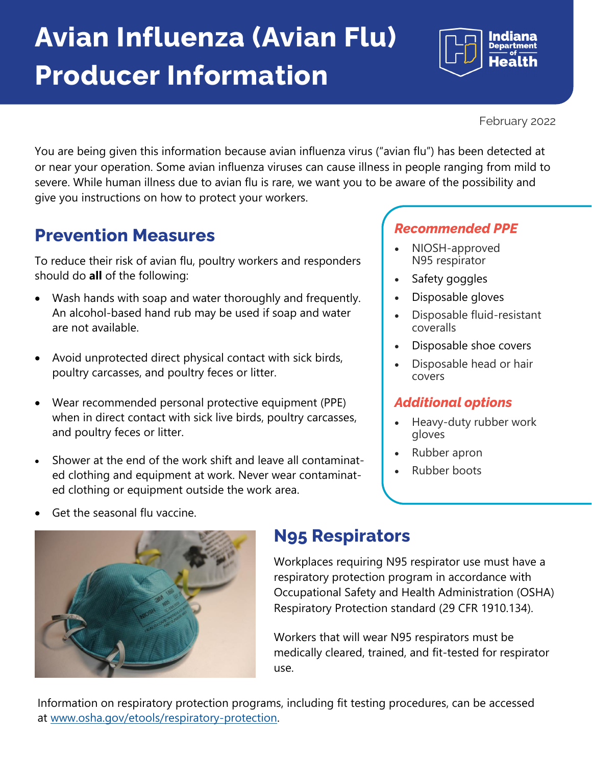# Avian Influenza (Avian Flu) Producer Information

February 2022

You are being given this information because avian influenza virus ("avian flu") has been detected at or near your operation. Some avian influenza viruses can cause illness in people ranging from mild to severe. While human illness due to avian flu is rare, we want you to be aware of the possibility and give you instructions on how to protect your workers.

## Prevention Measures

To reduce their risk of avian flu, poultry workers and responders should do **all** of the following:

- Wash hands with soap and water thoroughly and frequently. An alcohol-based hand rub may be used if soap and water are not available.
- Avoid unprotected direct physical contact with sick birds, poultry carcasses, and poultry feces or litter.
- Wear recommended personal protective equipment (PPE) when in direct contact with sick live birds, poultry carcasses, and poultry feces or litter.
- Shower at the end of the work shift and leave all contaminated clothing and equipment at work. Never wear contaminated clothing or equipment outside the work area.
- Get the seasonal flu vaccine.

### *Recommended PPE*

- NIOSH-approved N95 respirator
- Safety goggles
- Disposable gloves
- Disposable fluid-resistant coveralls
- Disposable shoe covers
- Disposable head or hair covers

### *Additional options*

- Heavy-duty rubber work gloves
- Rubber apron
- Rubber boots

## N95 Respirators

Workplaces requiring N95 respirator use must have a respiratory protection program in accordance with Occupational Safety and Health Administration (OSHA) Respiratory Protection standard (29 CFR 1910.134).

Workers that will wear N95 respirators must be medically cleared, trained, and fit-tested for respirator use.

Information on respiratory protection programs, including fit testing procedures, can be accessed at www.osha.gov/etools/respiratory-protection.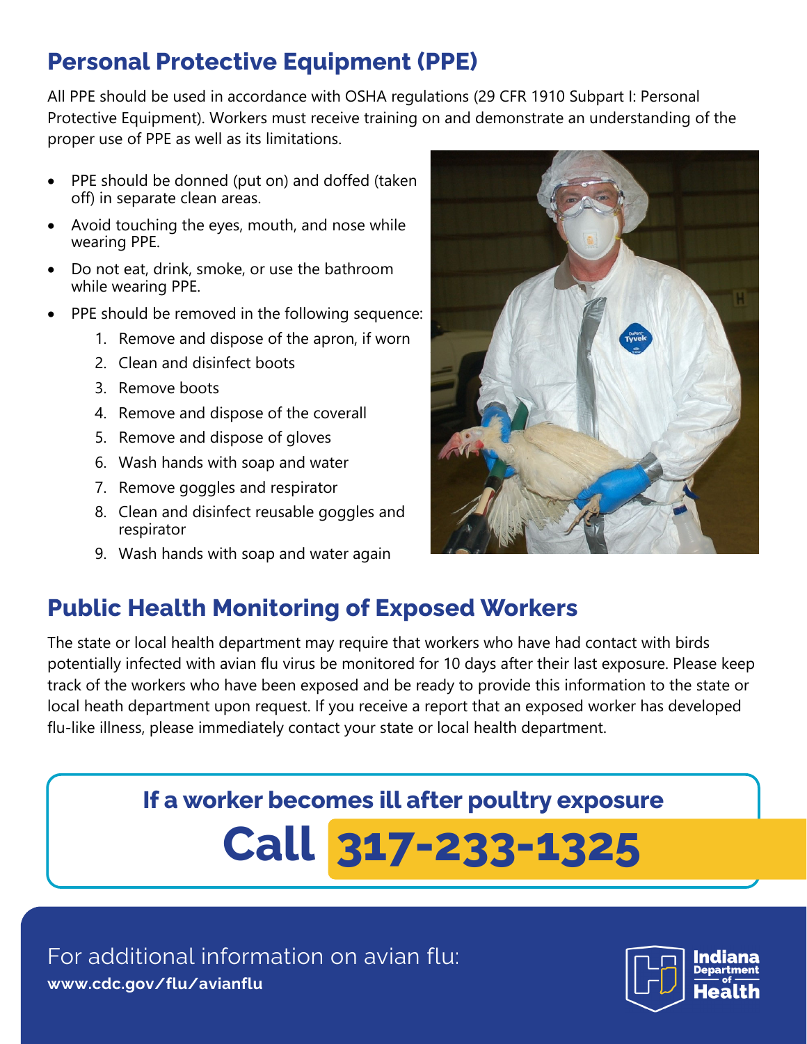## Personal Protective Equipment (PPE)

All PPE should be used in accordance with OSHA regulations (29 CFR 1910 Subpart I: Personal Protective Equipment). Workers must receive training on and demonstrate an understanding of the proper use of PPE as well as its limitations.

- PPE should be donned (put on) and doffed (taken off) in separate clean areas.
- Avoid touching the eyes, mouth, and nose while wearing PPE.
- Do not eat, drink, smoke, or use the bathroom while wearing PPE.
- PPE should be removed in the following sequence:
    1. Remove and dispose of the apron, if worn
    2. Clean and disinfect boots
    3. Remove boots
    4. Remove and dispose of the coverall
    5. Remove and dispose of gloves
    6. Wash hands with soap and water
    7. Remove goggles and respirator
    8. Clean and disinfect reusable goggles and respirator
    9. Wash hands with soap and water again

## Public Health Monitoring of Exposed Workers

The state or local health department may require that workers who have had contact with birds potentially infected with avian flu virus be monitored for 10 days after their last exposure. Please keep track of the workers who have been exposed and be ready to provide this information to the state or local heath department upon request. If you receive a report that an exposed worker has developed flu-like illness, please immediately contact your state or local health department.

**If a worker becomes ill after poultry exposure**

**Call 317-233-1325**

For additional information on avian flu:
**www.cdc.gov/flu/avianflu**

Indiana Department of Health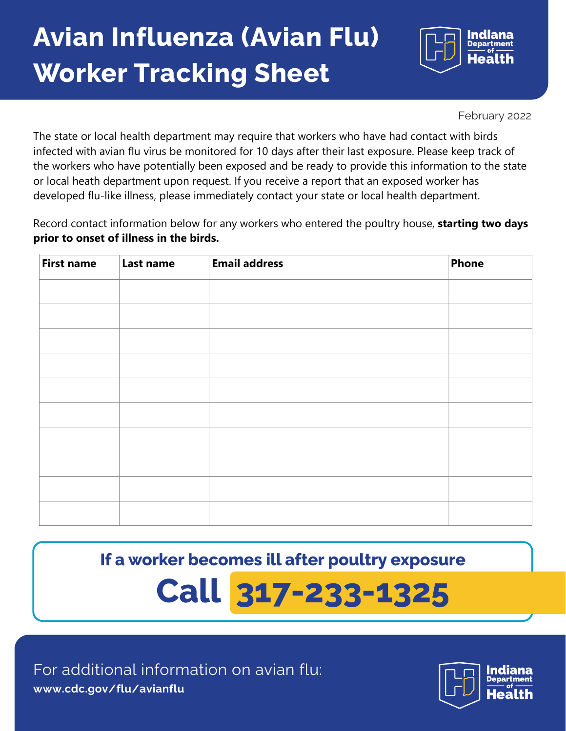# Avian Influenza (Avian Flu) Worker Tracking Sheet

Indiana Department of Health

February 2022

The state or local health department may require that workers who have had contact with birds infected with avian flu virus be monitored for 10 days after their last exposure. Please keep track of the workers who have potentially been exposed and be ready to provide this information to the state or local heath department upon request. If you receive a report that an exposed worker has developed flu-like illness, please immediately contact your state or local health department.

Record contact information below for any workers who entered the poultry house, **starting two days prior to onset of illness in the birds.**

| First name | Last name | Email address | Phone |
|---|---|---|---|
| | | | |
| | | | |
| | | | |
| | | | |
| | | | |
| | | | |
| | | | |
| | | | |
| | | | |
| | | | |

**If a worker becomes ill after poultry exposure**

**Call 317-233-1325**

For additional information on avian flu:
**www.cdc.gov/flu/avianflu**

Indiana Department of Health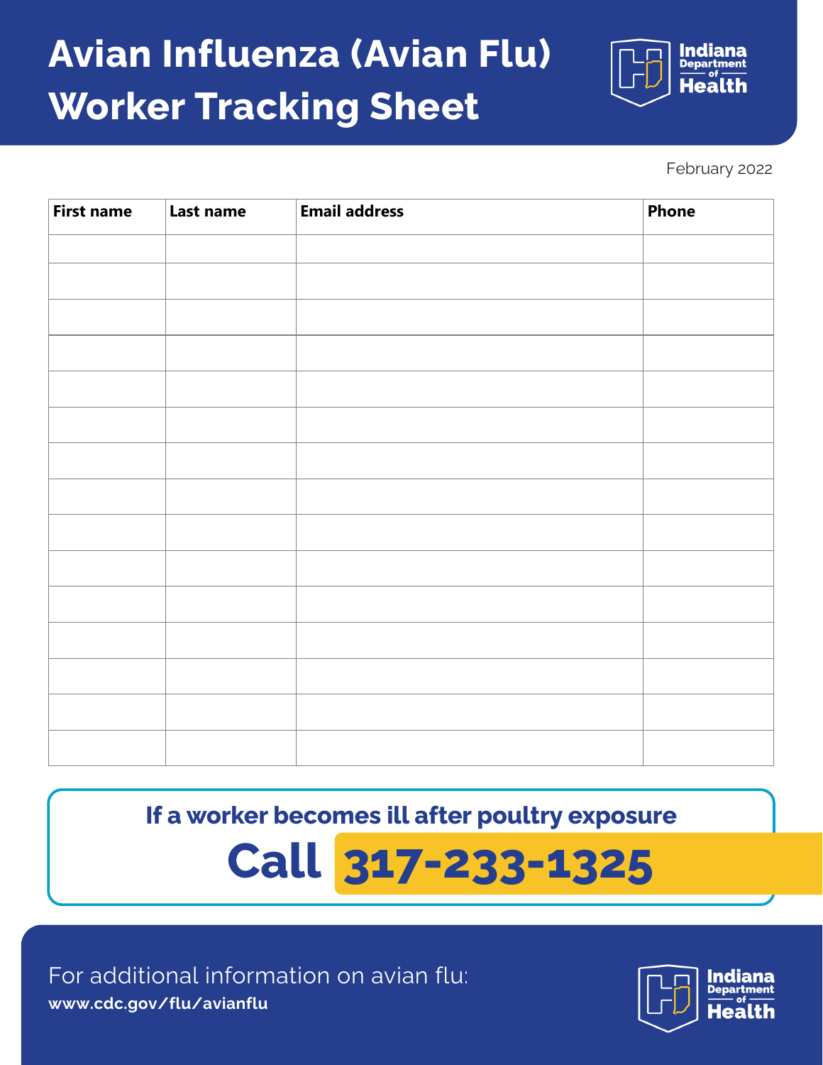# Avian Influenza (Avian Flu) Worker Tracking Sheet

Indiana Department of Health

February 2022

| First name | Last name | Email address | Phone |
|---|---|---|---|
| | | | |
| | | | |
| | | | |
| | | | |
| | | | |
| | | | |
| | | | |
| | | | |
| | | | |
| | | | |
| | | | |
| | | | |
| | | | |
| | | | |
| | | | |

**If a worker becomes ill after poultry exposure**

**Call 317-233-1325**

For additional information on avian flu:
**www.cdc.gov/flu/avianflu**

Indiana Department of Health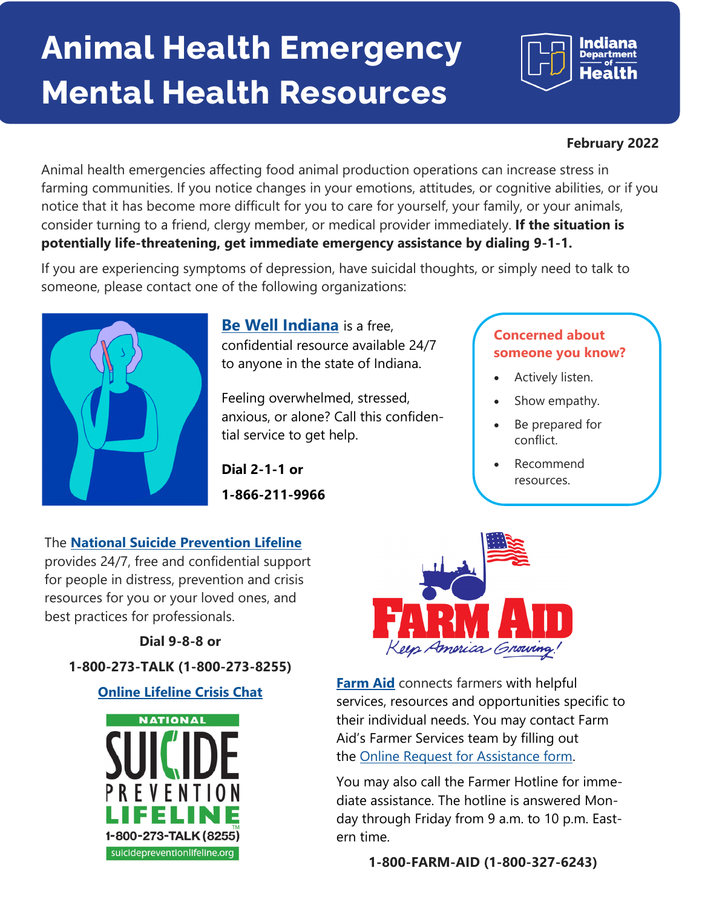# Animal Health Emergency Mental Health Resources

Indiana Department of Health

**February 2022**

Animal health emergencies affecting food animal production operations can increase stress in farming communities. If you notice changes in your emotions, attitudes, or cognitive abilities, or if you notice that it has become more difficult for you to care for yourself, your family, or your animals, consider turning to a friend, clergy member, or medical provider immediately. **If the situation is potentially life-threatening, get immediate emergency assistance by dialing 9-1-1.**

If you are experiencing symptoms of depression, have suicidal thoughts, or simply need to talk to someone, please contact one of the following organizations:

**Be Well Indiana** is a free, confidential resource available 24/7 to anyone in the state of Indiana.

Feeling overwhelmed, stressed, anxious, or alone? Call this confidential service to get help.

**Dial 2-1-1 or**

**1-866-211-9966**

### Concerned about someone you know?

- Actively listen.
- Show empathy.
- Be prepared for conflict.
- Recommend resources.

The **National Suicide Prevention Lifeline** provides 24/7, free and confidential support for people in distress, prevention and crisis resources for you or your loved ones, and best practices for professionals.

**Dial 9-8-8 or**

**1-800-273-TALK (1-800-273-8255)**

**Online Lifeline Crisis Chat**

NATIONAL SUICIDE PREVENTION LIFELINE
1-800-273-TALK (8255)
suicidepreventionlifeline.org

FARM AID
Keep America Growing!

**Farm Aid** connects farmers with helpful services, resources and opportunities specific to their individual needs. You may contact Farm Aid's Farmer Services team by filling out the Online Request for Assistance form.

You may also call the Farmer Hotline for immediate assistance. The hotline is answered Monday through Friday from 9 a.m. to 10 p.m. Eastern time.

**1-800-FARM-AID (1-800-327-6243)**